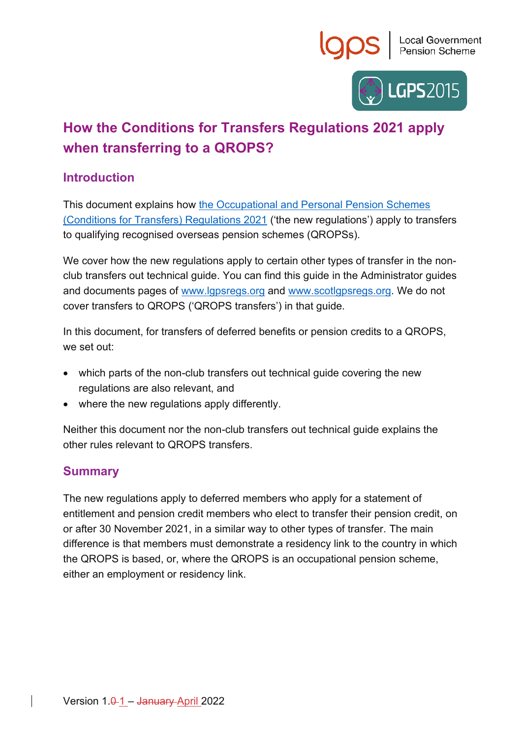# How the Conditions for Transfers Regulations 2021 apply when transferring to a QROPS?

## Introduction

This document explains how the Occupational and Personal Pension Schemes (Conditions for Transfers) Regulations 2021 ('the new regulations') apply to transfers to qualifying recognised overseas pension schemes (QROPSs).

We cover how the new regulations apply to certain other types of transfer in the non-club transfers out technical guide. You can find this guide in the Administrator guides and documents pages of www.lgpsregs.org and www.scotlgpsregs.org. We do not cover transfers to QROPS ('QROPS transfers') in that guide.

In this document, for transfers of deferred benefits or pension credits to a QROPS, we set out:

- which parts of the non-club transfers out technical guide covering the new regulations are also relevant, and
- where the new regulations apply differently.

Neither this document nor the non-club transfers out technical guide explains the other rules relevant to QROPS transfers.

## Summary

The new regulations apply to deferred members who apply for a statement of entitlement and pension credit members who elect to transfer their pension credit, on or after 30 November 2021, in a similar way to other types of transfer. The main difference is that members must demonstrate a residency link to the country in which the QROPS is based, or, where the QROPS is an occupational pension scheme, either an employment or residency link.

Version 1.~~0~~1 – ~~January~~ April 2022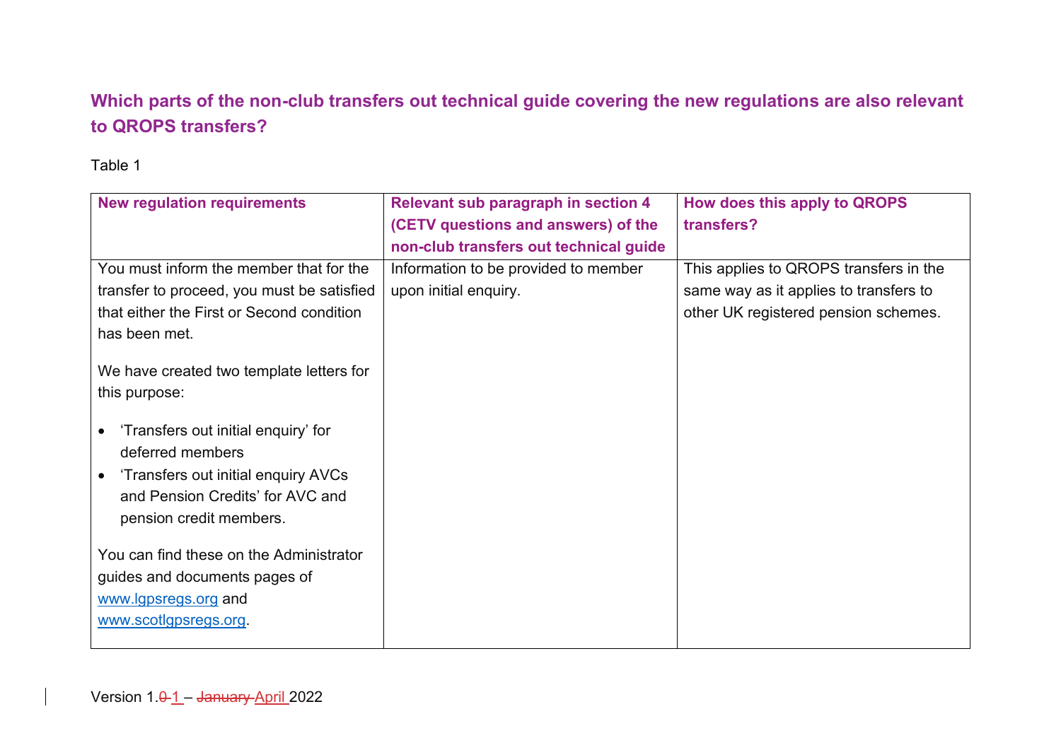## Which parts of the non-club transfers out technical guide covering the new regulations are also relevant to QROPS transfers?

Table 1

| New regulation requirements | Relevant sub paragraph in section 4 (CETV questions and answers) of the non-club transfers out technical guide | How does this apply to QROPS transfers? |
|---|---|---|
| You must inform the member that for the transfer to proceed, you must be satisfied that either the First or Second condition has been met.<br><br>We have created two template letters for this purpose:<br><br>• 'Transfers out initial enquiry' for deferred members<br>• 'Transfers out initial enquiry AVCs and Pension Credits' for AVC and pension credit members.<br><br>You can find these on the Administrator guides and documents pages of www.lgpsregs.org and www.scotlgpsregs.org. | Information to be provided to member upon initial enquiry. | This applies to QROPS transfers in the same way as it applies to transfers to other UK registered pension schemes. |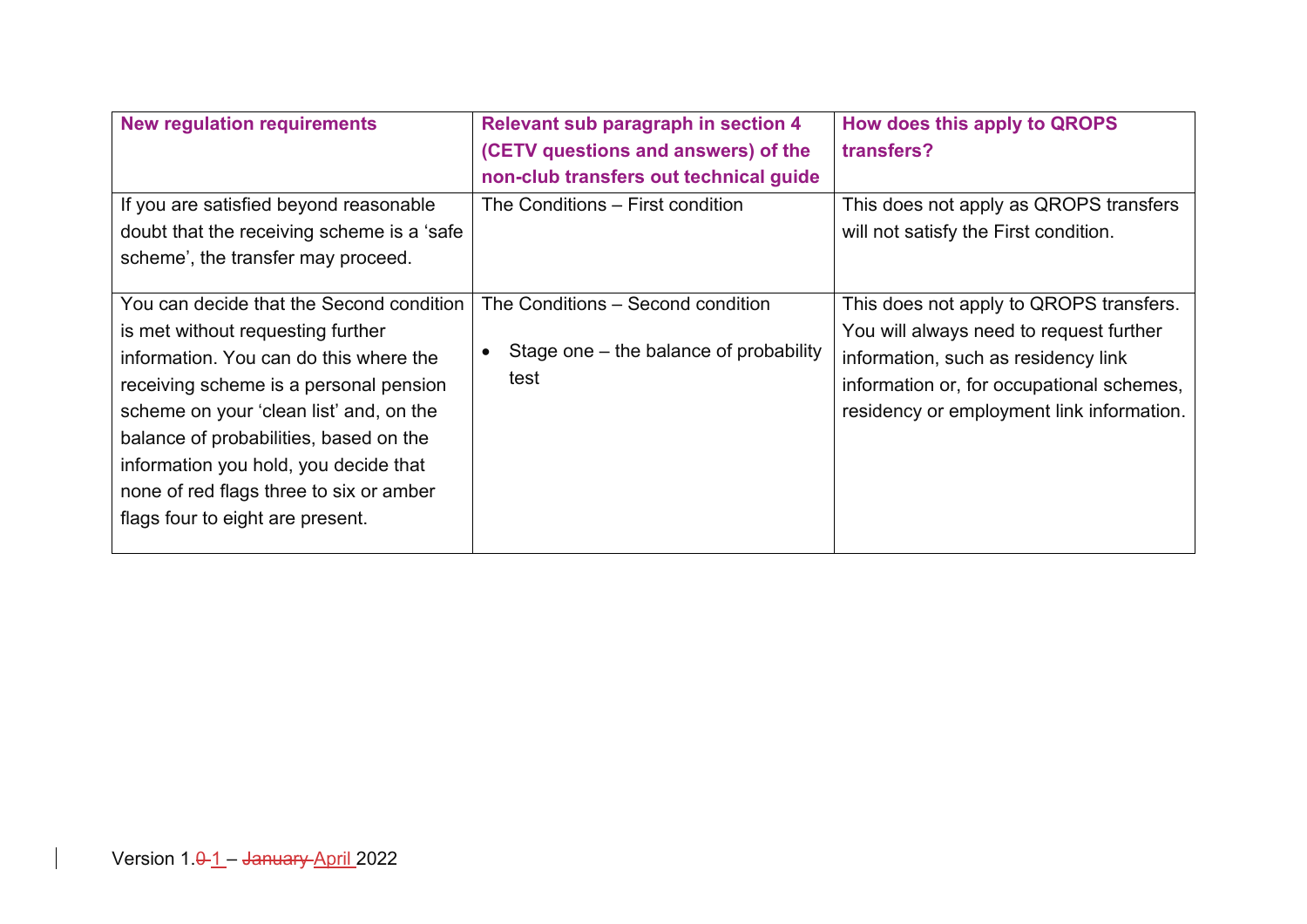| New regulation requirements | Relevant sub paragraph in section 4 (CETV questions and answers) of the non-club transfers out technical guide | How does this apply to QROPS transfers? |
|---|---|---|
| If you are satisfied beyond reasonable doubt that the receiving scheme is a 'safe scheme', the transfer may proceed. | The Conditions – First condition | This does not apply as QROPS transfers will not satisfy the First condition. |
| You can decide that the Second condition is met without requesting further information. You can do this where the receiving scheme is a personal pension scheme on your 'clean list' and, on the balance of probabilities, based on the information you hold, you decide that none of red flags three to six or amber flags four to eight are present. | The Conditions – Second condition<br>• Stage one – the balance of probability test | This does not apply to QROPS transfers. You will always need to request further information, such as residency link information or, for occupational schemes, residency or employment link information. |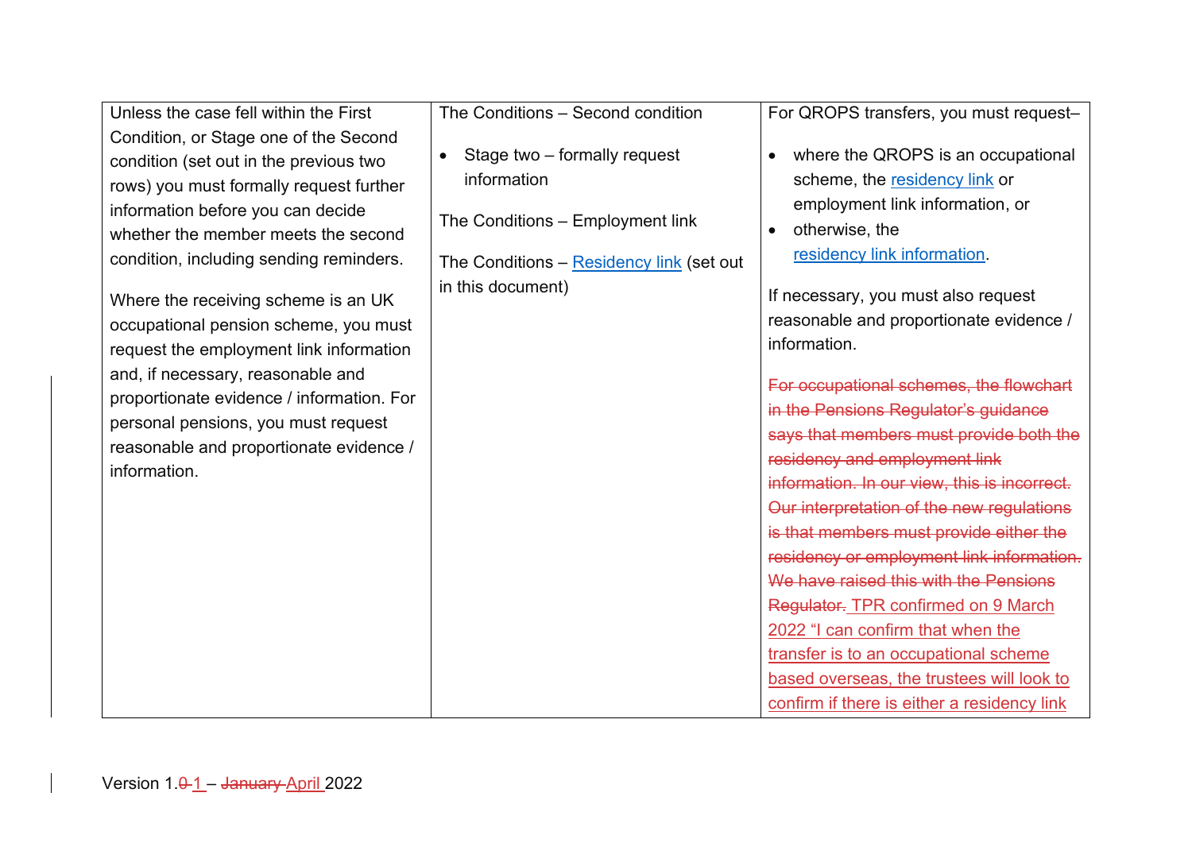| | | |
|---|---|---|
| Unless the case fell within the First Condition, or Stage one of the Second condition (set out in the previous two rows) you must formally request further information before you can decide whether the member meets the second condition, including sending reminders.<br><br>Where the receiving scheme is an UK occupational pension scheme, you must request the employment link information and, if necessary, reasonable and proportionate evidence / information. For personal pensions, you must request reasonable and proportionate evidence / information. | The Conditions – Second condition<br><br>• Stage two – formally request information<br><br>The Conditions – Employment link<br><br>The Conditions – Residency link (set out in this document) | For QROPS transfers, you must request–<br><br>• where the QROPS is an occupational scheme, the residency link or employment link information, or<br>• otherwise, the residency link information.<br><br>If necessary, you must also request reasonable and proportionate evidence / information.<br><br>~~For occupational schemes, the flowchart in the Pensions Regulator's guidance says that members must provide both the residency and employment link information. In our view, this is incorrect. Our interpretation of the new regulations is that members must provide either the residency or employment link information. We have raised this with the Pensions Regulator.~~ TPR confirmed on 9 March 2022 "I can confirm that when the transfer is to an occupational scheme based overseas, the trustees will look to confirm if there is either a residency link |

Version 1.~~0~~ 1 – ~~January~~ April 2022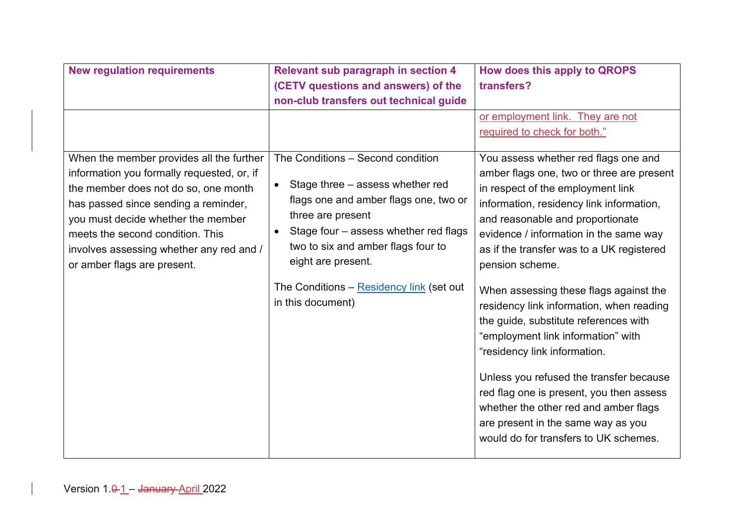| New regulation requirements | Relevant sub paragraph in section 4 (CETV questions and answers) of the non-club transfers out technical guide | How does this apply to QROPS transfers? |
|---|---|---|
| | | or employment link. They are not required to check for both." |
| When the member provides all the further information you formally requested, or, if the member does not do so, one month has passed since sending a reminder, you must decide whether the member meets the second condition. This involves assessing whether any red and / or amber flags are present. | The Conditions – Second condition<br><br>• Stage three – assess whether red flags one and amber flags one, two or three are present<br>• Stage four – assess whether red flags two to six and amber flags four to eight are present.<br><br>The Conditions – Residency link (set out in this document) | You assess whether red flags one and amber flags one, two or three are present in respect of the employment link information, residency link information, and reasonable and proportionate evidence / information in the same way as if the transfer was to a UK registered pension scheme.<br><br>When assessing these flags against the residency link information, when reading the guide, substitute references with "employment link information" with "residency link information.<br><br>Unless you refused the transfer because red flag one is present, you then assess whether the other red and amber flags are present in the same way as you would do for transfers to UK schemes. |

Version 1.~~0~~ 1 – ~~January~~ April 2022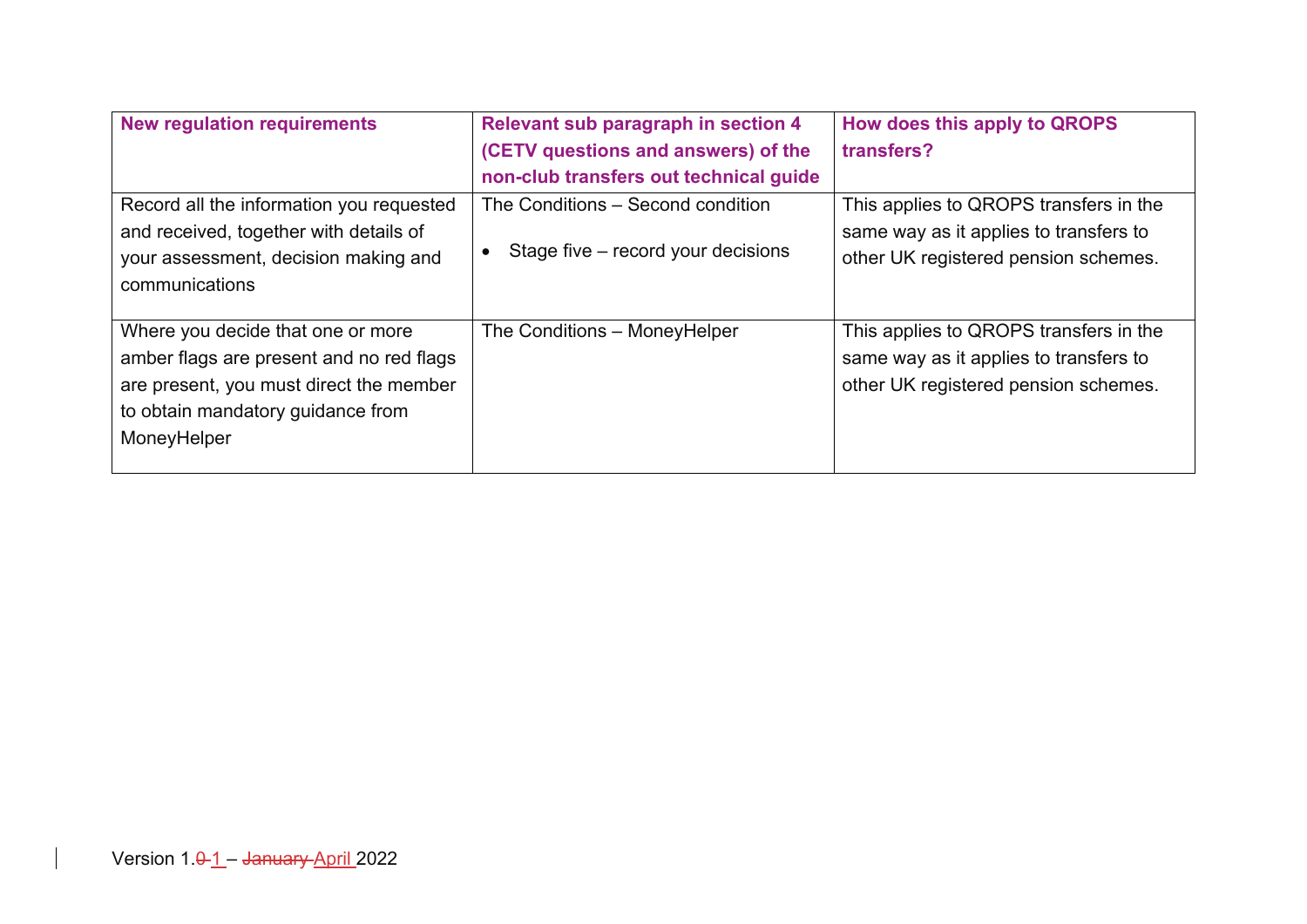| New regulation requirements | Relevant sub paragraph in section 4 (CETV questions and answers) of the non-club transfers out technical guide | How does this apply to QROPS transfers? |
|---|---|---|
| Record all the information you requested and received, together with details of your assessment, decision making and communications | The Conditions – Second condition<br><br>• Stage five – record your decisions | This applies to QROPS transfers in the same way as it applies to transfers to other UK registered pension schemes. |
| Where you decide that one or more amber flags are present and no red flags are present, you must direct the member to obtain mandatory guidance from MoneyHelper | The Conditions – MoneyHelper | This applies to QROPS transfers in the same way as it applies to transfers to other UK registered pension schemes. |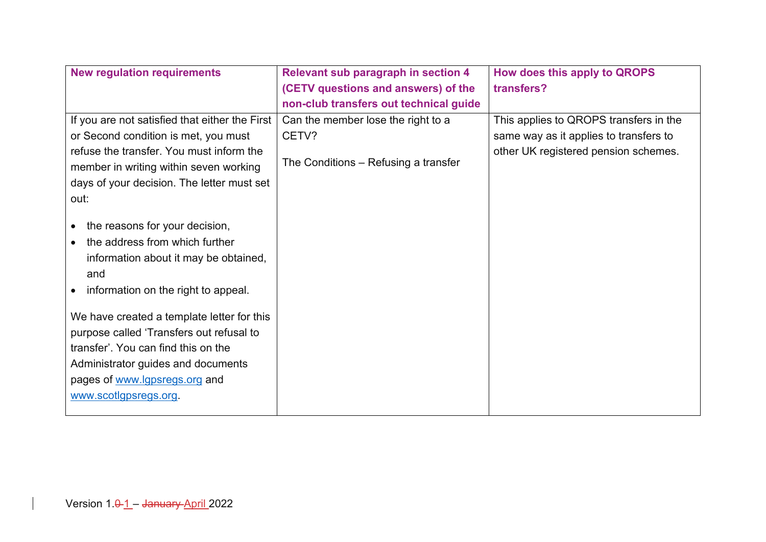| New regulation requirements | Relevant sub paragraph in section 4 (CETV questions and answers) of the non-club transfers out technical guide | How does this apply to QROPS transfers? |
| --- | --- | --- |
| If you are not satisfied that either the First or Second condition is met, you must refuse the transfer. You must inform the member in writing within seven working days of your decision. The letter must set out:<br><br>• the reasons for your decision,<br>• the address from which further information about it may be obtained, and<br>• information on the right to appeal.<br><br>We have created a template letter for this purpose called 'Transfers out refusal to transfer'. You can find this on the Administrator guides and documents pages of www.lgpsregs.org and www.scotlgpsregs.org. | Can the member lose the right to a CETV?<br><br>The Conditions – Refusing a transfer | This applies to QROPS transfers in the same way as it applies to transfers to other UK registered pension schemes. |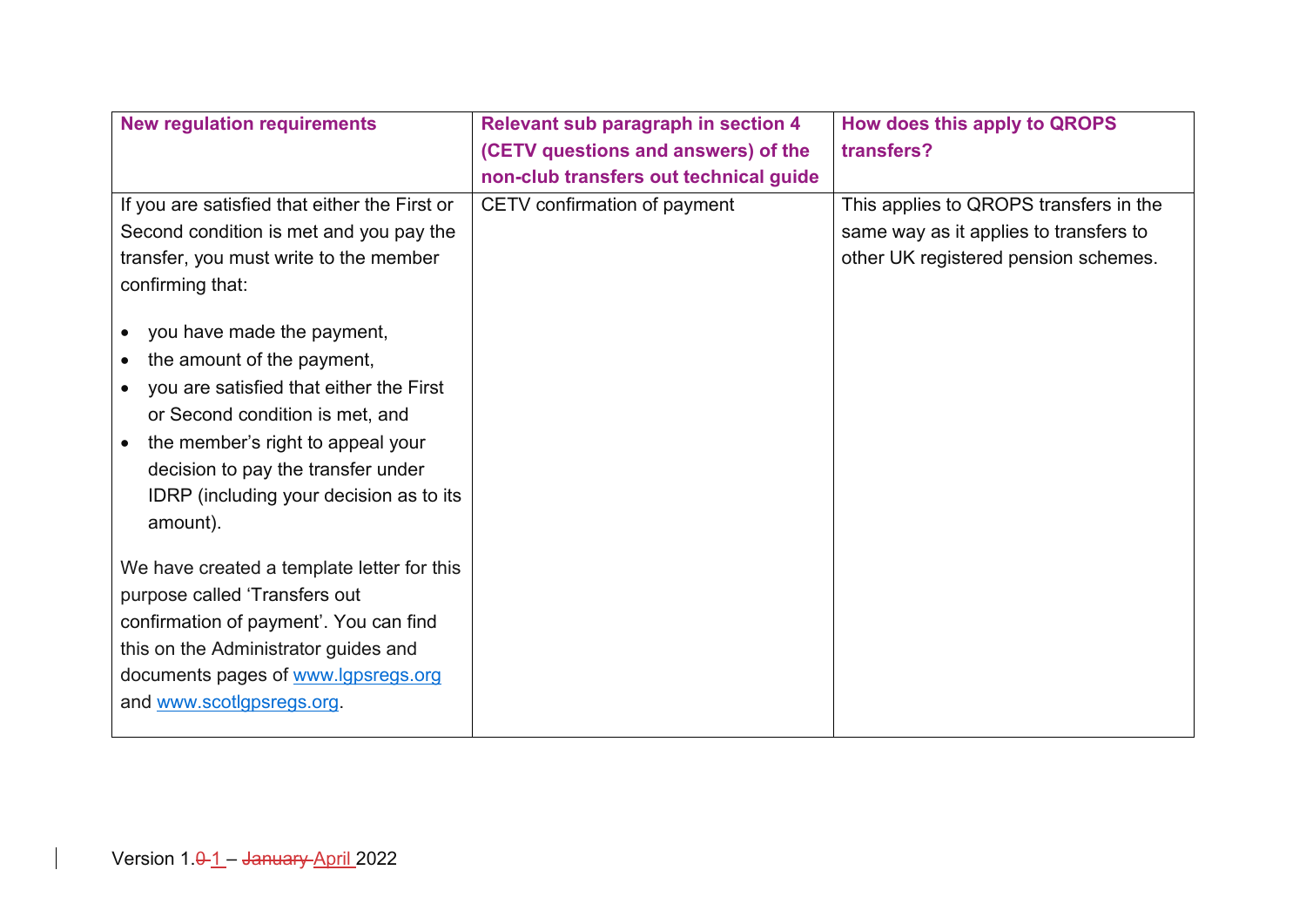| New regulation requirements | Relevant sub paragraph in section 4 (CETV questions and answers) of the non-club transfers out technical guide | How does this apply to QROPS transfers? |
|---|---|---|
| If you are satisfied that either the First or Second condition is met and you pay the transfer, you must write to the member confirming that:<br><br>• you have made the payment,<br>• the amount of the payment,<br>• you are satisfied that either the First or Second condition is met, and<br>• the member's right to appeal your decision to pay the transfer under IDRP (including your decision as to its amount).<br><br>We have created a template letter for this purpose called 'Transfers out confirmation of payment'. You can find this on the Administrator guides and documents pages of [www.lgpsregs.org](http://www.lgpsregs.org) and [www.scotlgpsregs.org](http://www.scotlgpsregs.org). | CETV confirmation of payment | This applies to QROPS transfers in the same way as it applies to transfers to other UK registered pension schemes. |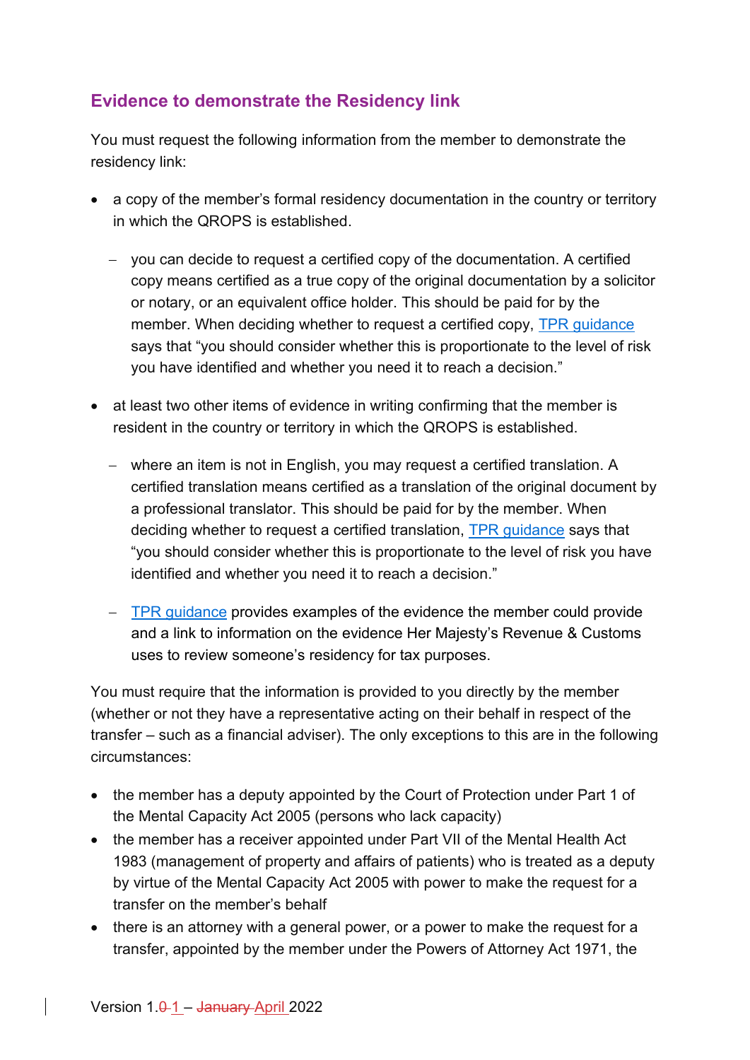## Evidence to demonstrate the Residency link

You must request the following information from the member to demonstrate the residency link:

- a copy of the member's formal residency documentation in the country or territory in which the QROPS is established.
  - you can decide to request a certified copy of the documentation. A certified copy means certified as a true copy of the original documentation by a solicitor or notary, or an equivalent office holder. This should be paid for by the member. When deciding whether to request a certified copy, TPR guidance says that "you should consider whether this is proportionate to the level of risk you have identified and whether you need it to reach a decision."
- at least two other items of evidence in writing confirming that the member is resident in the country or territory in which the QROPS is established.
  - where an item is not in English, you may request a certified translation. A certified translation means certified as a translation of the original document by a professional translator. This should be paid for by the member. When deciding whether to request a certified translation, TPR guidance says that "you should consider whether this is proportionate to the level of risk you have identified and whether you need it to reach a decision."
  - TPR guidance provides examples of the evidence the member could provide and a link to information on the evidence Her Majesty's Revenue & Customs uses to review someone's residency for tax purposes.

You must require that the information is provided to you directly by the member (whether or not they have a representative acting on their behalf in respect of the transfer – such as a financial adviser). The only exceptions to this are in the following circumstances:

- the member has a deputy appointed by the Court of Protection under Part 1 of the Mental Capacity Act 2005 (persons who lack capacity)
- the member has a receiver appointed under Part VII of the Mental Health Act 1983 (management of property and affairs of patients) who is treated as a deputy by virtue of the Mental Capacity Act 2005 with power to make the request for a transfer on the member's behalf
- there is an attorney with a general power, or a power to make the request for a transfer, appointed by the member under the Powers of Attorney Act 1971, the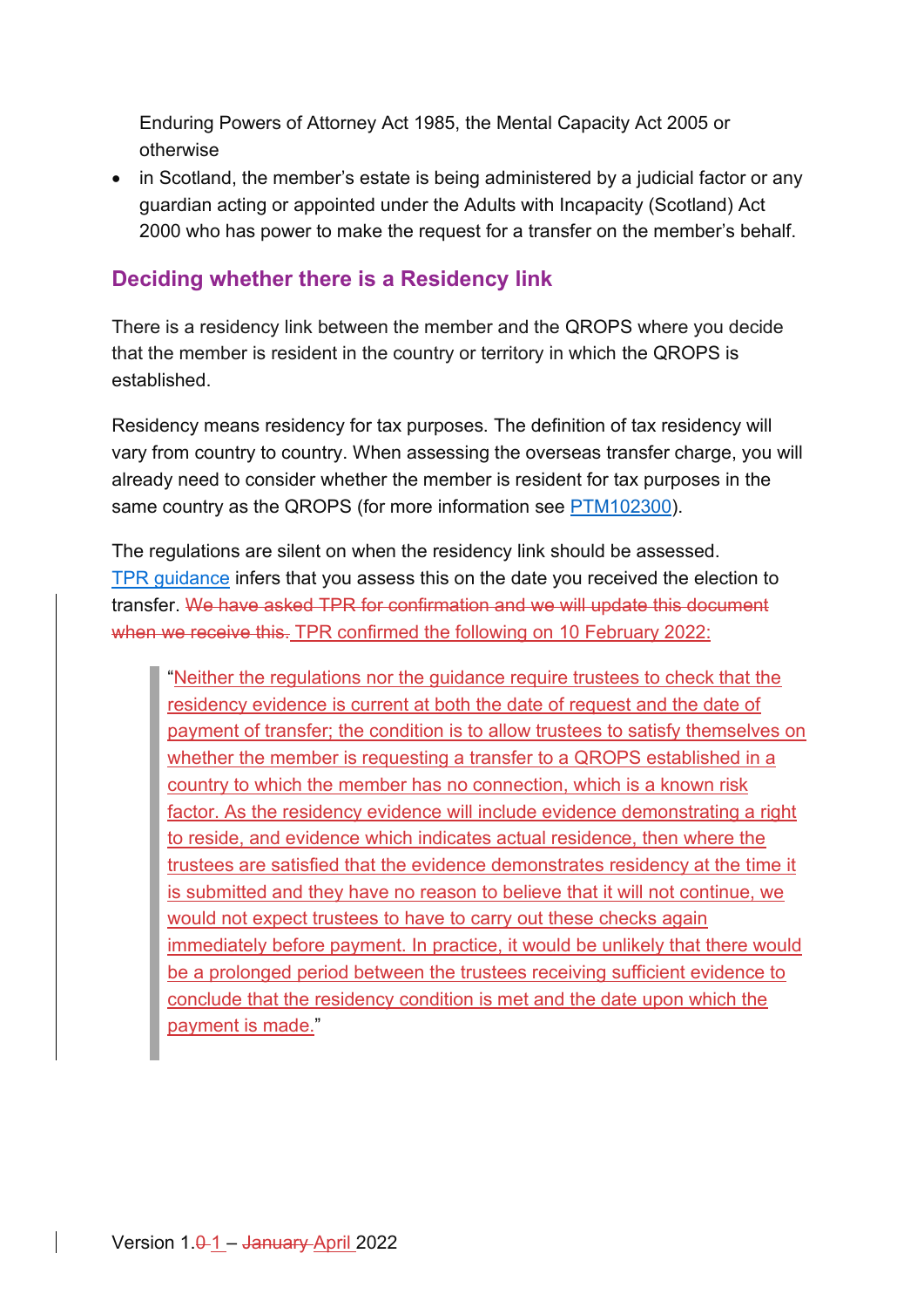Enduring Powers of Attorney Act 1985, the Mental Capacity Act 2005 or otherwise

- in Scotland, the member's estate is being administered by a judicial factor or any guardian acting or appointed under the Adults with Incapacity (Scotland) Act 2000 who has power to make the request for a transfer on the member's behalf.

## Deciding whether there is a Residency link

There is a residency link between the member and the QROPS where you decide that the member is resident in the country or territory in which the QROPS is established.

Residency means residency for tax purposes. The definition of tax residency will vary from country to country. When assessing the overseas transfer charge, you will already need to consider whether the member is resident for tax purposes in the same country as the QROPS (for more information see PTM102300).

The regulations are silent on when the residency link should be assessed. TPR guidance infers that you assess this on the date you received the election to transfer. ~~We have asked TPR for confirmation and we will update this document when we receive this.~~ TPR confirmed the following on 10 February 2022:

> "Neither the regulations nor the guidance require trustees to check that the residency evidence is current at both the date of request and the date of payment of transfer; the condition is to allow trustees to satisfy themselves on whether the member is requesting a transfer to a QROPS established in a country to which the member has no connection, which is a known risk factor. As the residency evidence will include evidence demonstrating a right to reside, and evidence which indicates actual residence, then where the trustees are satisfied that the evidence demonstrates residency at the time it is submitted and they have no reason to believe that it will not continue, we would not expect trustees to have to carry out these checks again immediately before payment. In practice, it would be unlikely that there would be a prolonged period between the trustees receiving sufficient evidence to conclude that the residency condition is met and the date upon which the payment is made."